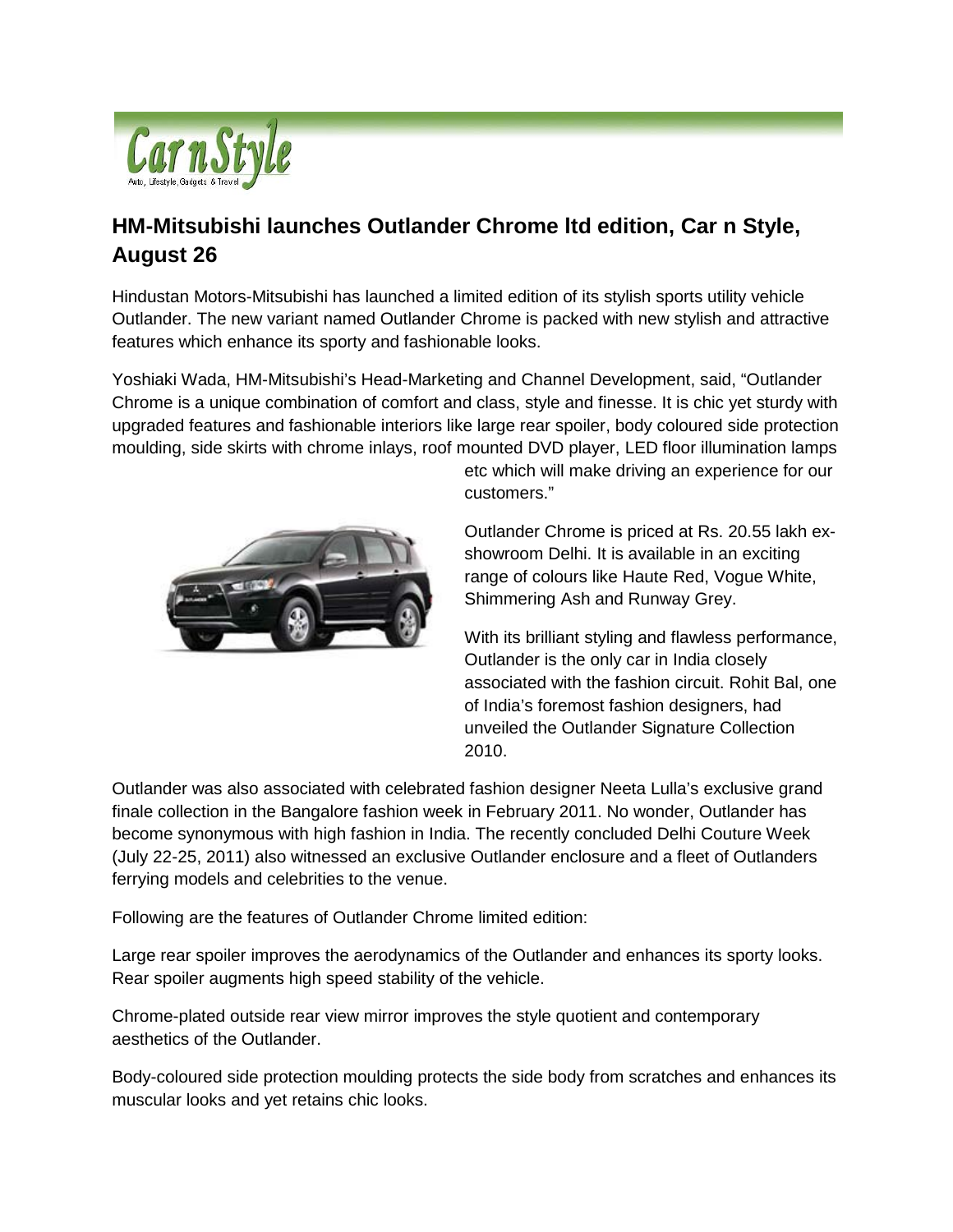## HM-Mitsubishi launches Outlander Chrome ltd edition, Car n Style, August 26

Hindustan Motors-Mitsubishi has launched a limited edition of its stylish sports utility vehicle Outlander. The new variant named Outlander Chrome is packed with new stylish and attractive features which enhance its sporty and fashionable looks.

Yoshiaki Wada, HM-Mitsubishi's Head-Marketing and Channel Development, said, "Outlander Chrome is a unique combination of comfort and class, style and finesse. It is chic yet sturdy with upgraded features and fashionable interiors like large rear spoiler, body coloured side protection moulding, side skirts with chrome inlays, roof mounted DVD player, LED floor illumination lamps etc which will make driving an experience for our customers."

Outlander Chrome is priced at Rs. 20.55 lakh ex-showroom Delhi. It is available in an exciting range of colours like Haute Red, Vogue White, Shimmering Ash and Runway Grey.

With its brilliant styling and flawless performance, Outlander is the only car in India closely associated with the fashion circuit. Rohit Bal, one of India's foremost fashion designers, had unveiled the Outlander Signature Collection 2010.

Outlander was also associated with celebrated fashion designer Neeta Lulla's exclusive grand finale collection in the Bangalore fashion week in February 2011. No wonder, Outlander has become synonymous with high fashion in India. The recently concluded Delhi Couture Week (July 22-25, 2011) also witnessed an exclusive Outlander enclosure and a fleet of Outlanders ferrying models and celebrities to the venue.

Following are the features of Outlander Chrome limited edition:

Large rear spoiler improves the aerodynamics of the Outlander and enhances its sporty looks. Rear spoiler augments high speed stability of the vehicle.

Chrome-plated outside rear view mirror improves the style quotient and contemporary aesthetics of the Outlander.

Body-coloured side protection moulding protects the side body from scratches and enhances its muscular looks and yet retains chic looks.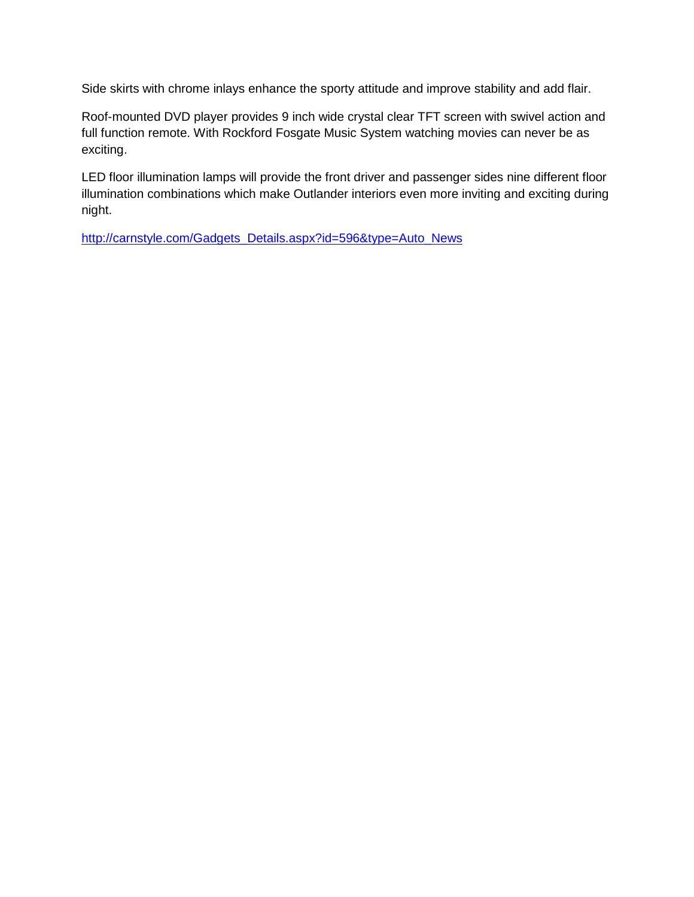Side skirts with chrome inlays enhance the sporty attitude and improve stability and add flair.

Roof-mounted DVD player provides 9 inch wide crystal clear TFT screen with swivel action and full function remote. With Rockford Fosgate Music System watching movies can never be as exciting.

LED floor illumination lamps will provide the front driver and passenger sides nine different floor illumination combinations which make Outlander interiors even more inviting and exciting during night.

[http://carnstyle.com/Gadgets_Details.aspx?id=596&type=Auto_News](http://carnstyle.com/Gadgets_Details.aspx?id=596&type=Auto_News)